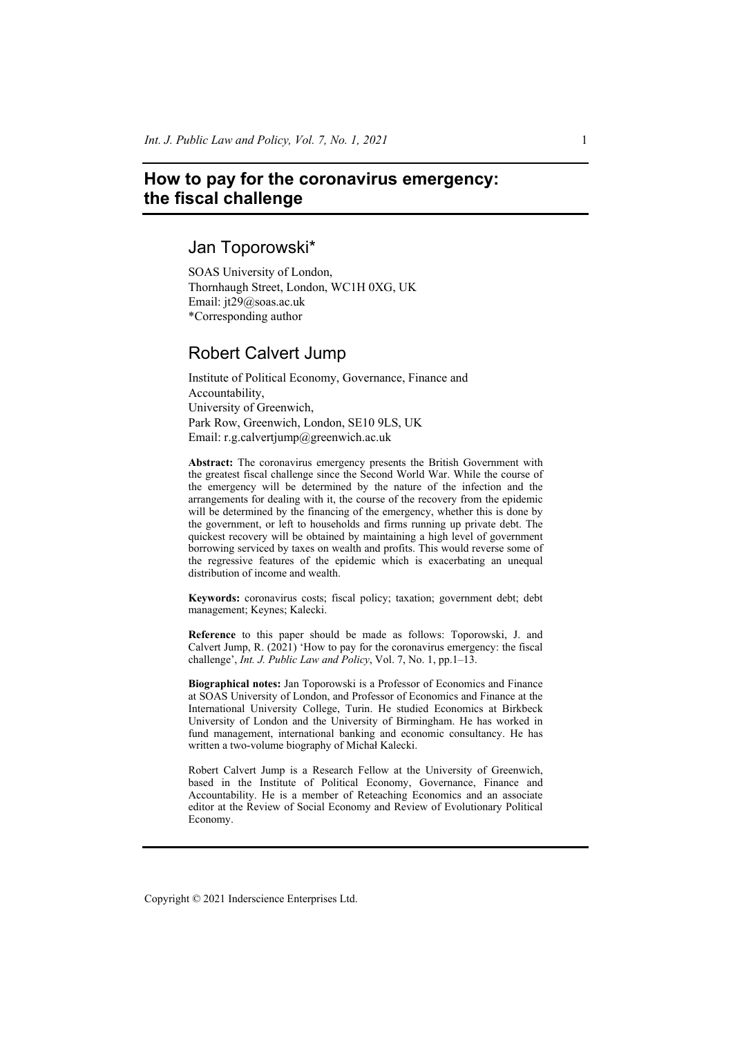# How to pay for the coronavirus emergency: the fiscal challenge

## Jan Toporowski*

SOAS University of London,
Thornhaugh Street, London, WC1H 0XG, UK
Email: jt29@soas.ac.uk
*Corresponding author

## Robert Calvert Jump

Institute of Political Economy, Governance, Finance and Accountability,
University of Greenwich,
Park Row, Greenwich, London, SE10 9LS, UK
Email: r.g.calvertjump@greenwich.ac.uk

**Abstract:** The coronavirus emergency presents the British Government with the greatest fiscal challenge since the Second World War. While the course of the emergency will be determined by the nature of the infection and the arrangements for dealing with it, the course of the recovery from the epidemic will be determined by the financing of the emergency, whether this is done by the government, or left to households and firms running up private debt. The quickest recovery will be obtained by maintaining a high level of government borrowing serviced by taxes on wealth and profits. This would reverse some of the regressive features of the epidemic which is exacerbating an unequal distribution of income and wealth.

**Keywords:** coronavirus costs; fiscal policy; taxation; government debt; debt management; Keynes; Kalecki.

**Reference** to this paper should be made as follows: Toporowski, J. and Calvert Jump, R. (2021) 'How to pay for the coronavirus emergency: the fiscal challenge', *Int. J. Public Law and Policy*, Vol. 7, No. 1, pp.1–13.

**Biographical notes:** Jan Toporowski is a Professor of Economics and Finance at SOAS University of London, and Professor of Economics and Finance at the International University College, Turin. He studied Economics at Birkbeck University of London and the University of Birmingham. He has worked in fund management, international banking and economic consultancy. He has written a two-volume biography of Michał Kalecki.

Robert Calvert Jump is a Research Fellow at the University of Greenwich, based in the Institute of Political Economy, Governance, Finance and Accountability. He is a member of Reteaching Economics and an associate editor at the Review of Social Economy and Review of Evolutionary Political Economy.

Copyright © 2021 Inderscience Enterprises Ltd.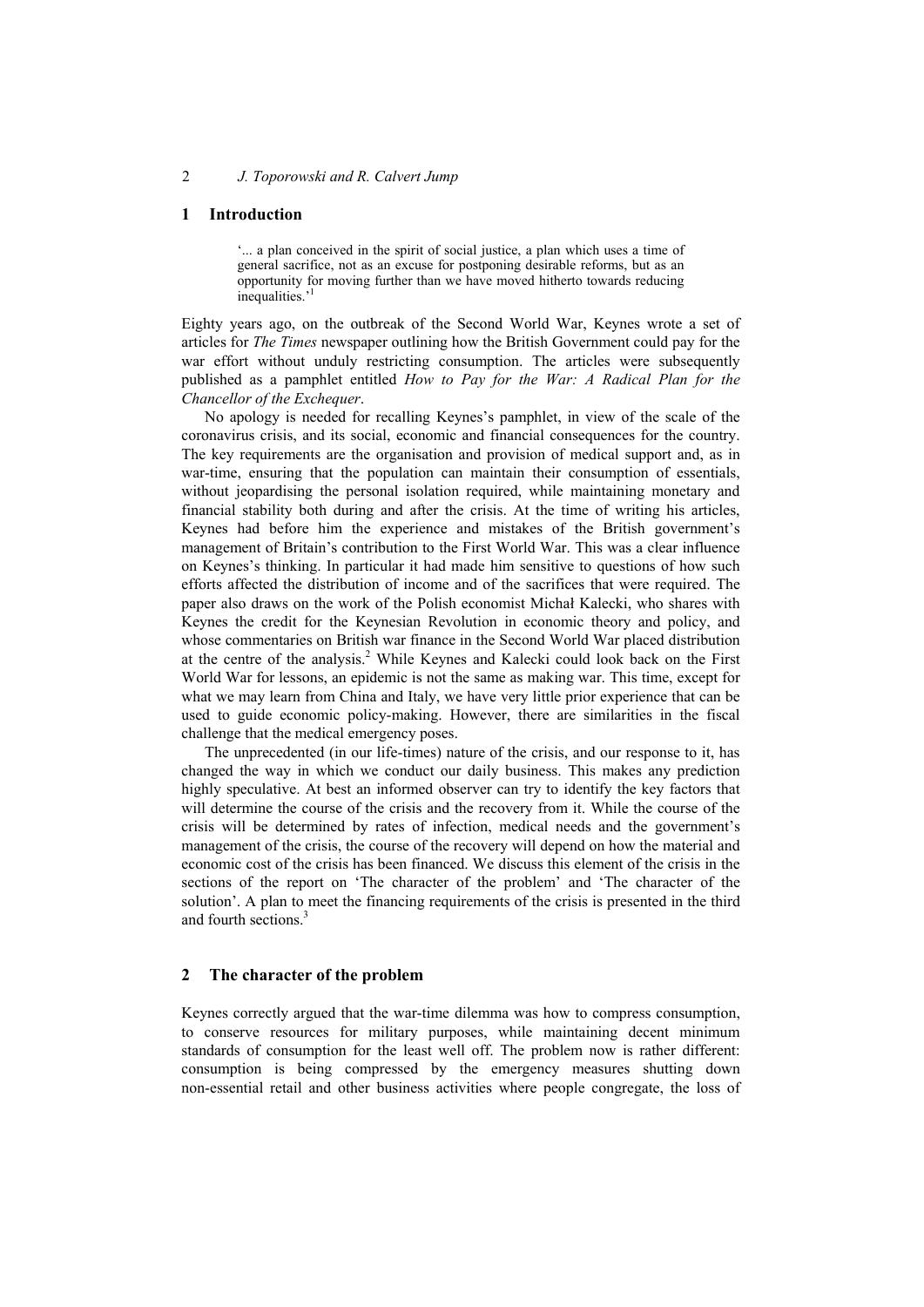## 1 Introduction

> '... a plan conceived in the spirit of social justice, a plan which uses a time of general sacrifice, not as an excuse for postponing desirable reforms, but as an opportunity for moving further than we have moved hitherto towards reducing inequalities.'[1]

Eighty years ago, on the outbreak of the Second World War, Keynes wrote a set of articles for *The Times* newspaper outlining how the British Government could pay for the war effort without unduly restricting consumption. The articles were subsequently published as a pamphlet entitled *How to Pay for the War: A Radical Plan for the Chancellor of the Exchequer*.

No apology is needed for recalling Keynes's pamphlet, in view of the scale of the coronavirus crisis, and its social, economic and financial consequences for the country. The key requirements are the organisation and provision of medical support and, as in war-time, ensuring that the population can maintain their consumption of essentials, without jeopardising the personal isolation required, while maintaining monetary and financial stability both during and after the crisis. At the time of writing his articles, Keynes had before him the experience and mistakes of the British government's management of Britain's contribution to the First World War. This was a clear influence on Keynes's thinking. In particular it had made him sensitive to questions of how such efforts affected the distribution of income and of the sacrifices that were required. The paper also draws on the work of the Polish economist Michał Kalecki, who shares with Keynes the credit for the Keynesian Revolution in economic theory and policy, and whose commentaries on British war finance in the Second World War placed distribution at the centre of the analysis.[2] While Keynes and Kalecki could look back on the First World War for lessons, an epidemic is not the same as making war. This time, except for what we may learn from China and Italy, we have very little prior experience that can be used to guide economic policy-making. However, there are similarities in the fiscal challenge that the medical emergency poses.

The unprecedented (in our life-times) nature of the crisis, and our response to it, has changed the way in which we conduct our daily business. This makes any prediction highly speculative. At best an informed observer can try to identify the key factors that will determine the course of the crisis and the recovery from it. While the course of the crisis will be determined by rates of infection, medical needs and the government's management of the crisis, the course of the recovery will depend on how the material and economic cost of the crisis has been financed. We discuss this element of the crisis in the sections of the report on 'The character of the problem' and 'The character of the solution'. A plan to meet the financing requirements of the crisis is presented in the third and fourth sections.[3]

## 2 The character of the problem

Keynes correctly argued that the war-time dilemma was how to compress consumption, to conserve resources for military purposes, while maintaining decent minimum standards of consumption for the least well off. The problem now is rather different: consumption is being compressed by the emergency measures shutting down non-essential retail and other business activities where people congregate, the loss of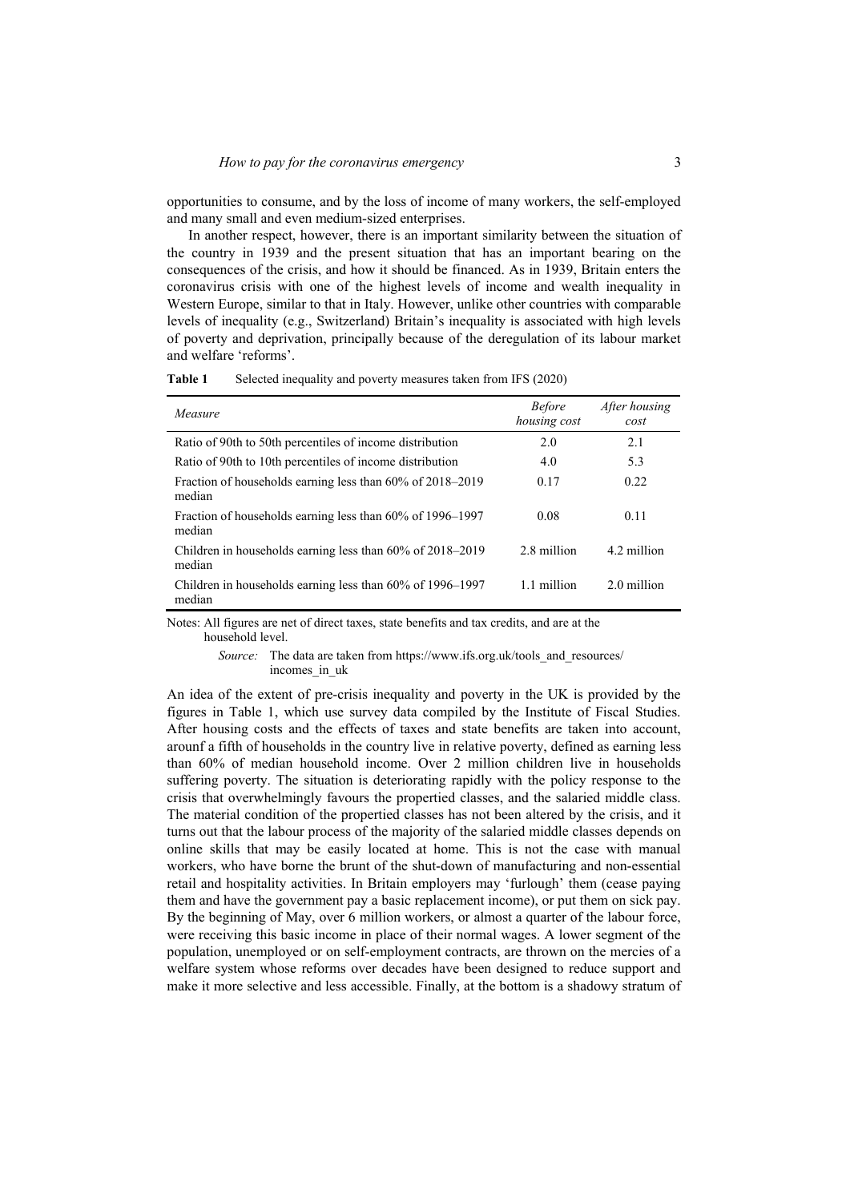opportunities to consume, and by the loss of income of many workers, the self-employed and many small and even medium-sized enterprises.

In another respect, however, there is an important similarity between the situation of the country in 1939 and the present situation that has an important bearing on the consequences of the crisis, and how it should be financed. As in 1939, Britain enters the coronavirus crisis with one of the highest levels of income and wealth inequality in Western Europe, similar to that in Italy. However, unlike other countries with comparable levels of inequality (e.g., Switzerland) Britain's inequality is associated with high levels of poverty and deprivation, principally because of the deregulation of its labour market and welfare 'reforms'.

**Table 1** Selected inequality and poverty measures taken from IFS (2020)

| *Measure* | *Before housing cost* | *After housing cost* |
|---|---|---|
| Ratio of 90th to 50th percentiles of income distribution | 2.0 | 2.1 |
| Ratio of 90th to 10th percentiles of income distribution | 4.0 | 5.3 |
| Fraction of households earning less than 60% of 2018–2019 median | 0.17 | 0.22 |
| Fraction of households earning less than 60% of 1996–1997 median | 0.08 | 0.11 |
| Children in households earning less than 60% of 2018–2019 median | 2.8 million | 4.2 million |
| Children in households earning less than 60% of 1996–1997 median | 1.1 million | 2.0 million |

Notes: All figures are net of direct taxes, state benefits and tax credits, and are at the household level.

*Source:* The data are taken from https://www.ifs.org.uk/tools_and_resources/incomes_in_uk

An idea of the extent of pre-crisis inequality and poverty in the UK is provided by the figures in Table 1, which use survey data compiled by the Institute of Fiscal Studies. After housing costs and the effects of taxes and state benefits are taken into account, arounf a fifth of households in the country live in relative poverty, defined as earning less than 60% of median household income. Over 2 million children live in households suffering poverty. The situation is deteriorating rapidly with the policy response to the crisis that overwhelmingly favours the propertied classes, and the salaried middle class. The material condition of the propertied classes has not been altered by the crisis, and it turns out that the labour process of the majority of the salaried middle classes depends on online skills that may be easily located at home. This is not the case with manual workers, who have borne the brunt of the shut-down of manufacturing and non-essential retail and hospitality activities. In Britain employers may 'furlough' them (cease paying them and have the government pay a basic replacement income), or put them on sick pay. By the beginning of May, over 6 million workers, or almost a quarter of the labour force, were receiving this basic income in place of their normal wages. A lower segment of the population, unemployed or on self-employment contracts, are thrown on the mercies of a welfare system whose reforms over decades have been designed to reduce support and make it more selective and less accessible. Finally, at the bottom is a shadowy stratum of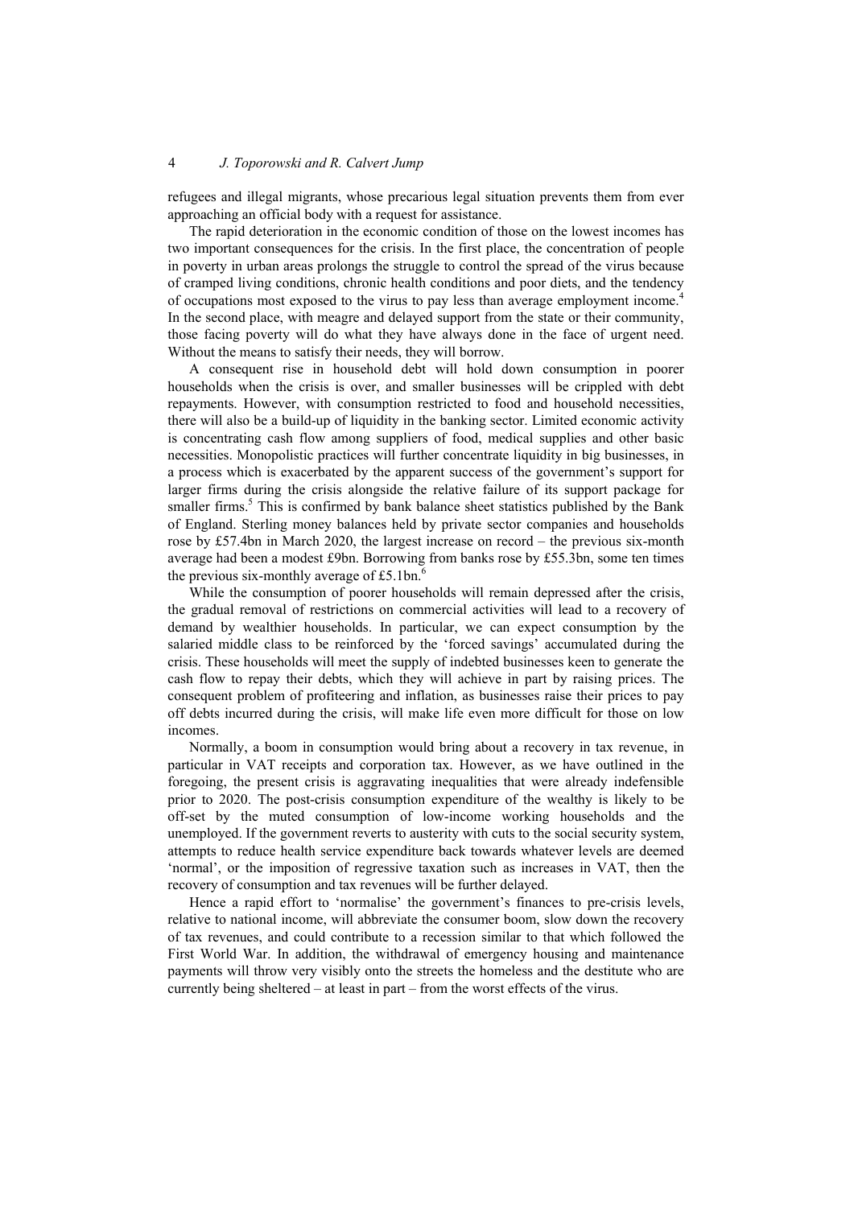refugees and illegal migrants, whose precarious legal situation prevents them from ever approaching an official body with a request for assistance.

The rapid deterioration in the economic condition of those on the lowest incomes has two important consequences for the crisis. In the first place, the concentration of people in poverty in urban areas prolongs the struggle to control the spread of the virus because of cramped living conditions, chronic health conditions and poor diets, and the tendency of occupations most exposed to the virus to pay less than average employment income.[4] In the second place, with meagre and delayed support from the state or their community, those facing poverty will do what they have always done in the face of urgent need. Without the means to satisfy their needs, they will borrow.

A consequent rise in household debt will hold down consumption in poorer households when the crisis is over, and smaller businesses will be crippled with debt repayments. However, with consumption restricted to food and household necessities, there will also be a build-up of liquidity in the banking sector. Limited economic activity is concentrating cash flow among suppliers of food, medical supplies and other basic necessities. Monopolistic practices will further concentrate liquidity in big businesses, in a process which is exacerbated by the apparent success of the government's support for larger firms during the crisis alongside the relative failure of its support package for smaller firms.[5] This is confirmed by bank balance sheet statistics published by the Bank of England. Sterling money balances held by private sector companies and households rose by £57.4bn in March 2020, the largest increase on record – the previous six-month average had been a modest £9bn. Borrowing from banks rose by £55.3bn, some ten times the previous six-monthly average of £5.1bn.[6]

While the consumption of poorer households will remain depressed after the crisis, the gradual removal of restrictions on commercial activities will lead to a recovery of demand by wealthier households. In particular, we can expect consumption by the salaried middle class to be reinforced by the 'forced savings' accumulated during the crisis. These households will meet the supply of indebted businesses keen to generate the cash flow to repay their debts, which they will achieve in part by raising prices. The consequent problem of profiteering and inflation, as businesses raise their prices to pay off debts incurred during the crisis, will make life even more difficult for those on low incomes.

Normally, a boom in consumption would bring about a recovery in tax revenue, in particular in VAT receipts and corporation tax. However, as we have outlined in the foregoing, the present crisis is aggravating inequalities that were already indefensible prior to 2020. The post-crisis consumption expenditure of the wealthy is likely to be off-set by the muted consumption of low-income working households and the unemployed. If the government reverts to austerity with cuts to the social security system, attempts to reduce health service expenditure back towards whatever levels are deemed 'normal', or the imposition of regressive taxation such as increases in VAT, then the recovery of consumption and tax revenues will be further delayed.

Hence a rapid effort to 'normalise' the government's finances to pre-crisis levels, relative to national income, will abbreviate the consumer boom, slow down the recovery of tax revenues, and could contribute to a recession similar to that which followed the First World War. In addition, the withdrawal of emergency housing and maintenance payments will throw very visibly onto the streets the homeless and the destitute who are currently being sheltered – at least in part – from the worst effects of the virus.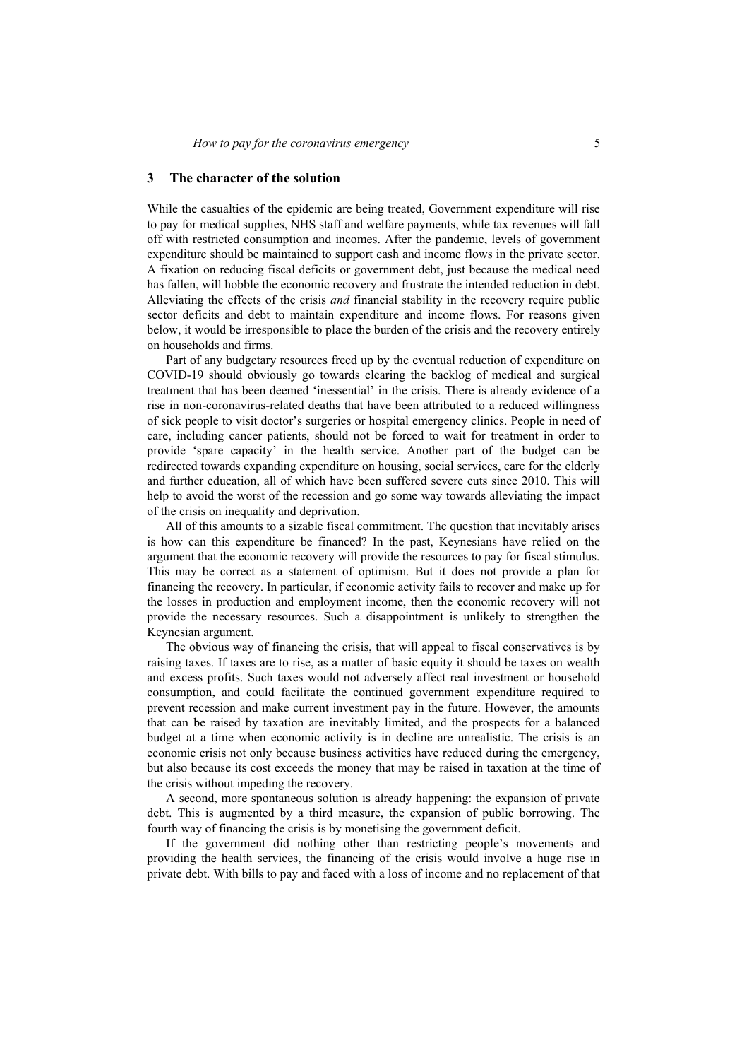## 3 The character of the solution

While the casualties of the epidemic are being treated, Government expenditure will rise to pay for medical supplies, NHS staff and welfare payments, while tax revenues will fall off with restricted consumption and incomes. After the pandemic, levels of government expenditure should be maintained to support cash and income flows in the private sector. A fixation on reducing fiscal deficits or government debt, just because the medical need has fallen, will hobble the economic recovery and frustrate the intended reduction in debt. Alleviating the effects of the crisis *and* financial stability in the recovery require public sector deficits and debt to maintain expenditure and income flows. For reasons given below, it would be irresponsible to place the burden of the crisis and the recovery entirely on households and firms.

Part of any budgetary resources freed up by the eventual reduction of expenditure on COVID-19 should obviously go towards clearing the backlog of medical and surgical treatment that has been deemed 'inessential' in the crisis. There is already evidence of a rise in non-coronavirus-related deaths that have been attributed to a reduced willingness of sick people to visit doctor's surgeries or hospital emergency clinics. People in need of care, including cancer patients, should not be forced to wait for treatment in order to provide 'spare capacity' in the health service. Another part of the budget can be redirected towards expanding expenditure on housing, social services, care for the elderly and further education, all of which have been suffered severe cuts since 2010. This will help to avoid the worst of the recession and go some way towards alleviating the impact of the crisis on inequality and deprivation.

All of this amounts to a sizable fiscal commitment. The question that inevitably arises is how can this expenditure be financed? In the past, Keynesians have relied on the argument that the economic recovery will provide the resources to pay for fiscal stimulus. This may be correct as a statement of optimism. But it does not provide a plan for financing the recovery. In particular, if economic activity fails to recover and make up for the losses in production and employment income, then the economic recovery will not provide the necessary resources. Such a disappointment is unlikely to strengthen the Keynesian argument.

The obvious way of financing the crisis, that will appeal to fiscal conservatives is by raising taxes. If taxes are to rise, as a matter of basic equity it should be taxes on wealth and excess profits. Such taxes would not adversely affect real investment or household consumption, and could facilitate the continued government expenditure required to prevent recession and make current investment pay in the future. However, the amounts that can be raised by taxation are inevitably limited, and the prospects for a balanced budget at a time when economic activity is in decline are unrealistic. The crisis is an economic crisis not only because business activities have reduced during the emergency, but also because its cost exceeds the money that may be raised in taxation at the time of the crisis without impeding the recovery.

A second, more spontaneous solution is already happening: the expansion of private debt. This is augmented by a third measure, the expansion of public borrowing. The fourth way of financing the crisis is by monetising the government deficit.

If the government did nothing other than restricting people's movements and providing the health services, the financing of the crisis would involve a huge rise in private debt. With bills to pay and faced with a loss of income and no replacement of that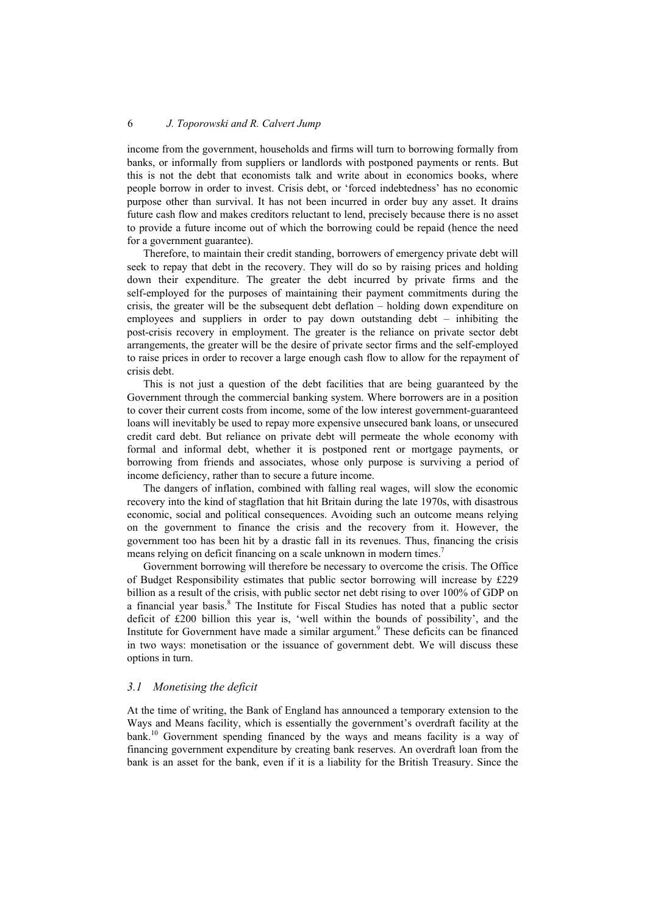income from the government, households and firms will turn to borrowing formally from banks, or informally from suppliers or landlords with postponed payments or rents. But this is not the debt that economists talk and write about in economics books, where people borrow in order to invest. Crisis debt, or 'forced indebtedness' has no economic purpose other than survival. It has not been incurred in order buy any asset. It drains future cash flow and makes creditors reluctant to lend, precisely because there is no asset to provide a future income out of which the borrowing could be repaid (hence the need for a government guarantee).

Therefore, to maintain their credit standing, borrowers of emergency private debt will seek to repay that debt in the recovery. They will do so by raising prices and holding down their expenditure. The greater the debt incurred by private firms and the self-employed for the purposes of maintaining their payment commitments during the crisis, the greater will be the subsequent debt deflation – holding down expenditure on employees and suppliers in order to pay down outstanding debt – inhibiting the post-crisis recovery in employment. The greater is the reliance on private sector debt arrangements, the greater will be the desire of private sector firms and the self-employed to raise prices in order to recover a large enough cash flow to allow for the repayment of crisis debt.

This is not just a question of the debt facilities that are being guaranteed by the Government through the commercial banking system. Where borrowers are in a position to cover their current costs from income, some of the low interest government-guaranteed loans will inevitably be used to repay more expensive unsecured bank loans, or unsecured credit card debt. But reliance on private debt will permeate the whole economy with formal and informal debt, whether it is postponed rent or mortgage payments, or borrowing from friends and associates, whose only purpose is surviving a period of income deficiency, rather than to secure a future income.

The dangers of inflation, combined with falling real wages, will slow the economic recovery into the kind of stagflation that hit Britain during the late 1970s, with disastrous economic, social and political consequences. Avoiding such an outcome means relying on the government to finance the crisis and the recovery from it. However, the government too has been hit by a drastic fall in its revenues. Thus, financing the crisis means relying on deficit financing on a scale unknown in modern times.[7]

Government borrowing will therefore be necessary to overcome the crisis. The Office of Budget Responsibility estimates that public sector borrowing will increase by £229 billion as a result of the crisis, with public sector net debt rising to over 100% of GDP on a financial year basis.[8] The Institute for Fiscal Studies has noted that a public sector deficit of £200 billion this year is, 'well within the bounds of possibility', and the Institute for Government have made a similar argument.[9] These deficits can be financed in two ways: monetisation or the issuance of government debt. We will discuss these options in turn.

### 3.1 *Monetising the deficit*

At the time of writing, the Bank of England has announced a temporary extension to the Ways and Means facility, which is essentially the government's overdraft facility at the bank.[10] Government spending financed by the ways and means facility is a way of financing government expenditure by creating bank reserves. An overdraft loan from the bank is an asset for the bank, even if it is a liability for the British Treasury. Since the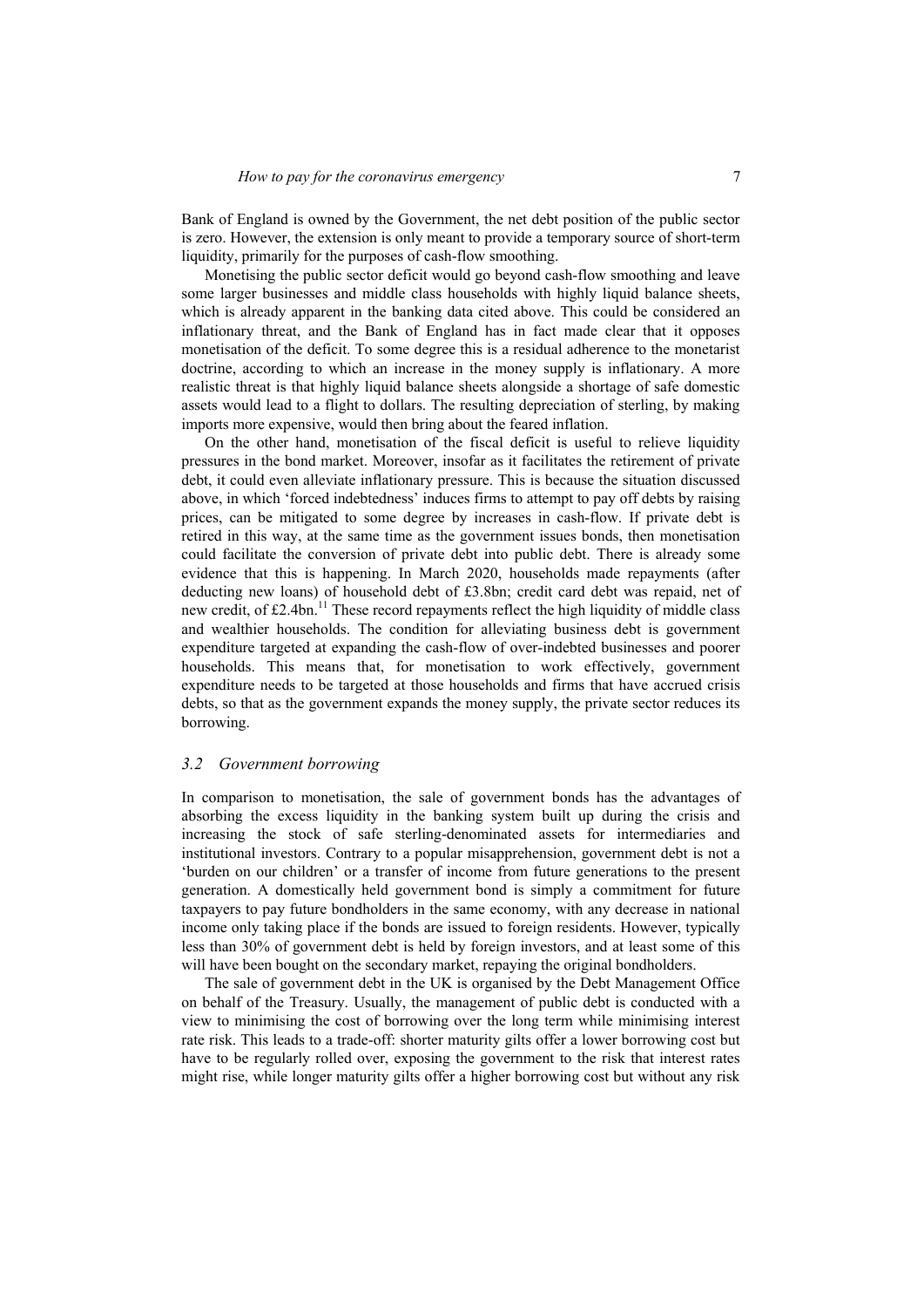Bank of England is owned by the Government, the net debt position of the public sector is zero. However, the extension is only meant to provide a temporary source of short-term liquidity, primarily for the purposes of cash-flow smoothing.

Monetising the public sector deficit would go beyond cash-flow smoothing and leave some larger businesses and middle class households with highly liquid balance sheets, which is already apparent in the banking data cited above. This could be considered an inflationary threat, and the Bank of England has in fact made clear that it opposes monetisation of the deficit. To some degree this is a residual adherence to the monetarist doctrine, according to which an increase in the money supply is inflationary. A more realistic threat is that highly liquid balance sheets alongside a shortage of safe domestic assets would lead to a flight to dollars. The resulting depreciation of sterling, by making imports more expensive, would then bring about the feared inflation.

On the other hand, monetisation of the fiscal deficit is useful to relieve liquidity pressures in the bond market. Moreover, insofar as it facilitates the retirement of private debt, it could even alleviate inflationary pressure. This is because the situation discussed above, in which 'forced indebtedness' induces firms to attempt to pay off debts by raising prices, can be mitigated to some degree by increases in cash-flow. If private debt is retired in this way, at the same time as the government issues bonds, then monetisation could facilitate the conversion of private debt into public debt. There is already some evidence that this is happening. In March 2020, households made repayments (after deducting new loans) of household debt of £3.8bn; credit card debt was repaid, net of new credit, of £2.4bn.[11] These record repayments reflect the high liquidity of middle class and wealthier households. The condition for alleviating business debt is government expenditure targeted at expanding the cash-flow of over-indebted businesses and poorer households. This means that, for monetisation to work effectively, government expenditure needs to be targeted at those households and firms that have accrued crisis debts, so that as the government expands the money supply, the private sector reduces its borrowing.

### *3.2 Government borrowing*

In comparison to monetisation, the sale of government bonds has the advantages of absorbing the excess liquidity in the banking system built up during the crisis and increasing the stock of safe sterling-denominated assets for intermediaries and institutional investors. Contrary to a popular misapprehension, government debt is not a 'burden on our children' or a transfer of income from future generations to the present generation. A domestically held government bond is simply a commitment for future taxpayers to pay future bondholders in the same economy, with any decrease in national income only taking place if the bonds are issued to foreign residents. However, typically less than 30% of government debt is held by foreign investors, and at least some of this will have been bought on the secondary market, repaying the original bondholders.

The sale of government debt in the UK is organised by the Debt Management Office on behalf of the Treasury. Usually, the management of public debt is conducted with a view to minimising the cost of borrowing over the long term while minimising interest rate risk. This leads to a trade-off: shorter maturity gilts offer a lower borrowing cost but have to be regularly rolled over, exposing the government to the risk that interest rates might rise, while longer maturity gilts offer a higher borrowing cost but without any risk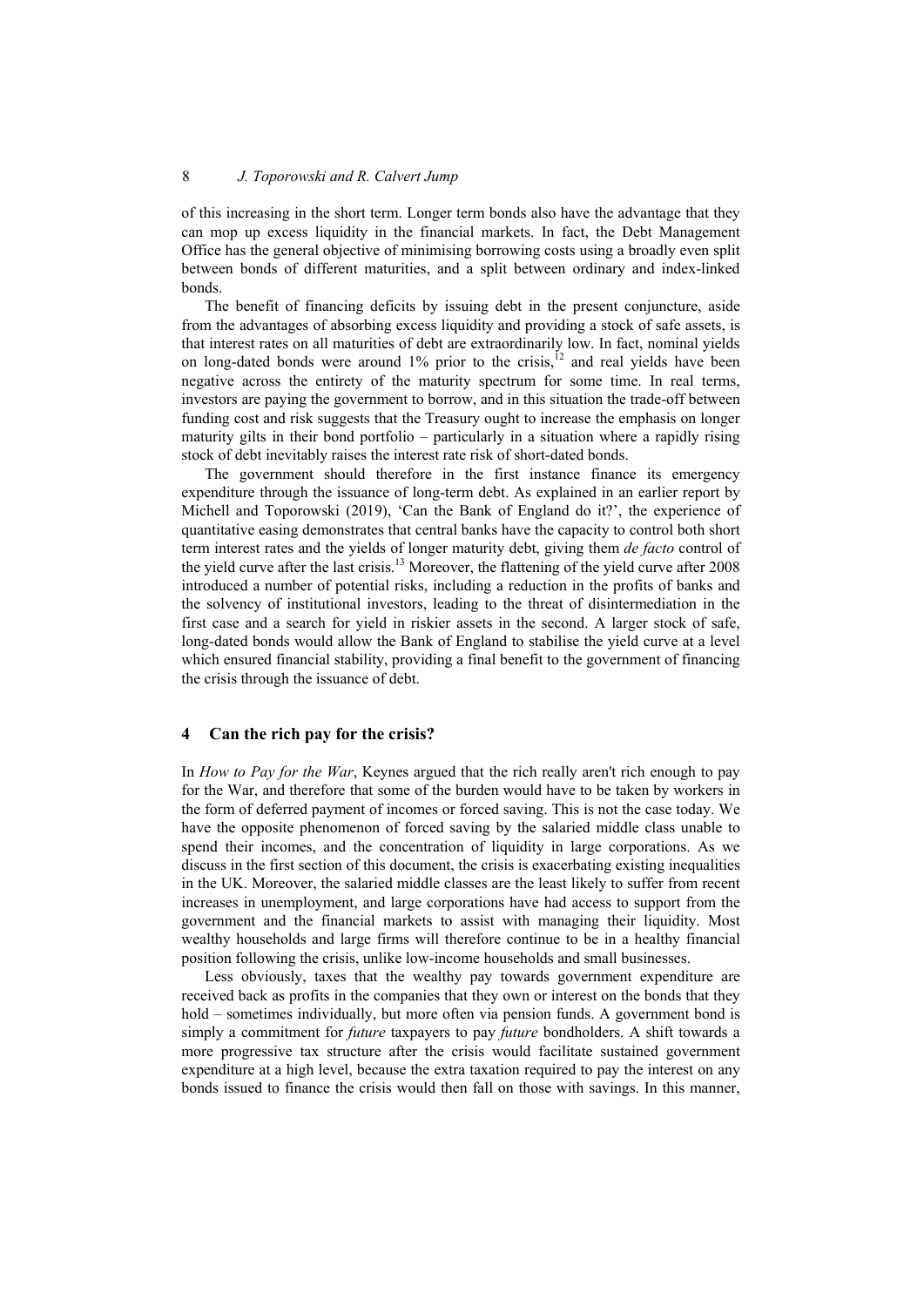of this increasing in the short term. Longer term bonds also have the advantage that they can mop up excess liquidity in the financial markets. In fact, the Debt Management Office has the general objective of minimising borrowing costs using a broadly even split between bonds of different maturities, and a split between ordinary and index-linked bonds.

The benefit of financing deficits by issuing debt in the present conjuncture, aside from the advantages of absorbing excess liquidity and providing a stock of safe assets, is that interest rates on all maturities of debt are extraordinarily low. In fact, nominal yields on long-dated bonds were around 1% prior to the crisis,[12] and real yields have been negative across the entirety of the maturity spectrum for some time. In real terms, investors are paying the government to borrow, and in this situation the trade-off between funding cost and risk suggests that the Treasury ought to increase the emphasis on longer maturity gilts in their bond portfolio – particularly in a situation where a rapidly rising stock of debt inevitably raises the interest rate risk of short-dated bonds.

The government should therefore in the first instance finance its emergency expenditure through the issuance of long-term debt. As explained in an earlier report by Michell and Toporowski (2019), 'Can the Bank of England do it?', the experience of quantitative easing demonstrates that central banks have the capacity to control both short term interest rates and the yields of longer maturity debt, giving them *de facto* control of the yield curve after the last crisis.[13] Moreover, the flattening of the yield curve after 2008 introduced a number of potential risks, including a reduction in the profits of banks and the solvency of institutional investors, leading to the threat of disintermediation in the first case and a search for yield in riskier assets in the second. A larger stock of safe, long-dated bonds would allow the Bank of England to stabilise the yield curve at a level which ensured financial stability, providing a final benefit to the government of financing the crisis through the issuance of debt.

## 4 Can the rich pay for the crisis?

In *How to Pay for the War*, Keynes argued that the rich really aren't rich enough to pay for the War, and therefore that some of the burden would have to be taken by workers in the form of deferred payment of incomes or forced saving. This is not the case today. We have the opposite phenomenon of forced saving by the salaried middle class unable to spend their incomes, and the concentration of liquidity in large corporations. As we discuss in the first section of this document, the crisis is exacerbating existing inequalities in the UK. Moreover, the salaried middle classes are the least likely to suffer from recent increases in unemployment, and large corporations have had access to support from the government and the financial markets to assist with managing their liquidity. Most wealthy households and large firms will therefore continue to be in a healthy financial position following the crisis, unlike low-income households and small businesses.

Less obviously, taxes that the wealthy pay towards government expenditure are received back as profits in the companies that they own or interest on the bonds that they hold – sometimes individually, but more often via pension funds. A government bond is simply a commitment for *future* taxpayers to pay *future* bondholders. A shift towards a more progressive tax structure after the crisis would facilitate sustained government expenditure at a high level, because the extra taxation required to pay the interest on any bonds issued to finance the crisis would then fall on those with savings. In this manner,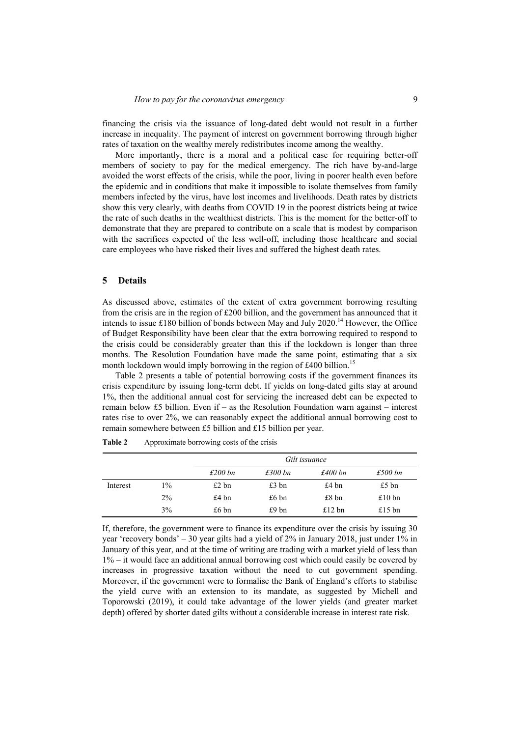financing the crisis via the issuance of long-dated debt would not result in a further increase in inequality. The payment of interest on government borrowing through higher rates of taxation on the wealthy merely redistributes income among the wealthy.

More importantly, there is a moral and a political case for requiring better-off members of society to pay for the medical emergency. The rich have by-and-large avoided the worst effects of the crisis, while the poor, living in poorer health even before the epidemic and in conditions that make it impossible to isolate themselves from family members infected by the virus, have lost incomes and livelihoods. Death rates by districts show this very clearly, with deaths from COVID 19 in the poorest districts being at twice the rate of such deaths in the wealthiest districts. This is the moment for the better-off to demonstrate that they are prepared to contribute on a scale that is modest by comparison with the sacrifices expected of the less well-off, including those healthcare and social care employees who have risked their lives and suffered the highest death rates.

## 5 Details

As discussed above, estimates of the extent of extra government borrowing resulting from the crisis are in the region of £200 billion, and the government has announced that it intends to issue £180 billion of bonds between May and July 2020.[14] However, the Office of Budget Responsibility have been clear that the extra borrowing required to respond to the crisis could be considerably greater than this if the lockdown is longer than three months. The Resolution Foundation have made the same point, estimating that a six month lockdown would imply borrowing in the region of £400 billion.[15]

Table 2 presents a table of potential borrowing costs if the government finances its crisis expenditure by issuing long-term debt. If yields on long-dated gilts stay at around 1%, then the additional annual cost for servicing the increased debt can be expected to remain below £5 billion. Even if – as the Resolution Foundation warn against – interest rates rise to over 2%, we can reasonably expect the additional annual borrowing cost to remain somewhere between £5 billion and £15 billion per year.

**Table 2** Approximate borrowing costs of the crisis

| | | *Gilt issuance* | | | |
|---|---|---|---|---|---|
| | | *£200 bn* | *£300 bn* | *£400 bn* | *£500 bn* |
| Interest | 1% | £2 bn | £3 bn | £4 bn | £5 bn |
| | 2% | £4 bn | £6 bn | £8 bn | £10 bn |
| | 3% | £6 bn | £9 bn | £12 bn | £15 bn |

If, therefore, the government were to finance its expenditure over the crisis by issuing 30 year 'recovery bonds' – 30 year gilts had a yield of 2% in January 2018, just under 1% in January of this year, and at the time of writing are trading with a market yield of less than 1% – it would face an additional annual borrowing cost which could easily be covered by increases in progressive taxation without the need to cut government spending. Moreover, if the government were to formalise the Bank of England's efforts to stabilise the yield curve with an extension to its mandate, as suggested by Michell and Toporowski (2019), it could take advantage of the lower yields (and greater market depth) offered by shorter dated gilts without a considerable increase in interest rate risk.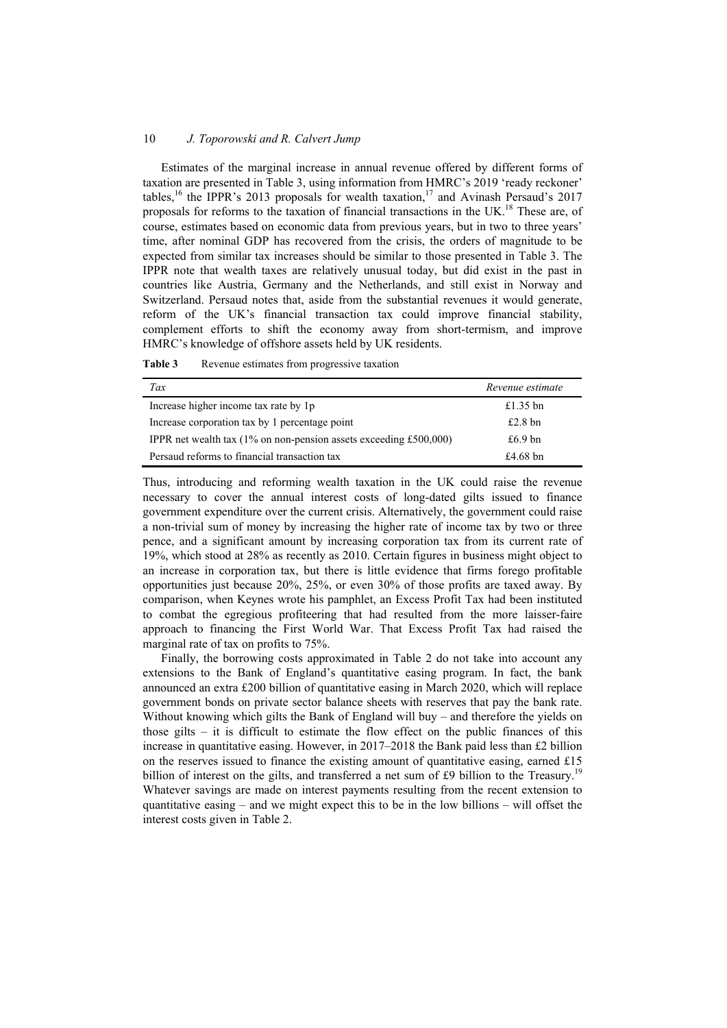Estimates of the marginal increase in annual revenue offered by different forms of taxation are presented in Table 3, using information from HMRC's 2019 'ready reckoner' tables,[16] the IPPR's 2013 proposals for wealth taxation,[17] and Avinash Persaud's 2017 proposals for reforms to the taxation of financial transactions in the UK.[18] These are, of course, estimates based on economic data from previous years, but in two to three years' time, after nominal GDP has recovered from the crisis, the orders of magnitude to be expected from similar tax increases should be similar to those presented in Table 3. The IPPR note that wealth taxes are relatively unusual today, but did exist in the past in countries like Austria, Germany and the Netherlands, and still exist in Norway and Switzerland. Persaud notes that, aside from the substantial revenues it would generate, reform of the UK's financial transaction tax could improve financial stability, complement efforts to shift the economy away from short-termism, and improve HMRC's knowledge of offshore assets held by UK residents.

**Table 3** Revenue estimates from progressive taxation

| *Tax* | *Revenue estimate* |
|---|---|
| Increase higher income tax rate by 1p | £1.35 bn |
| Increase corporation tax by 1 percentage point | £2.8 bn |
| IPPR net wealth tax (1% on non-pension assets exceeding £500,000) | £6.9 bn |
| Persaud reforms to financial transaction tax | £4.68 bn |

Thus, introducing and reforming wealth taxation in the UK could raise the revenue necessary to cover the annual interest costs of long-dated gilts issued to finance government expenditure over the current crisis. Alternatively, the government could raise a non-trivial sum of money by increasing the higher rate of income tax by two or three pence, and a significant amount by increasing corporation tax from its current rate of 19%, which stood at 28% as recently as 2010. Certain figures in business might object to an increase in corporation tax, but there is little evidence that firms forego profitable opportunities just because 20%, 25%, or even 30% of those profits are taxed away. By comparison, when Keynes wrote his pamphlet, an Excess Profit Tax had been instituted to combat the egregious profiteering that had resulted from the more laisser-faire approach to financing the First World War. That Excess Profit Tax had raised the marginal rate of tax on profits to 75%.

Finally, the borrowing costs approximated in Table 2 do not take into account any extensions to the Bank of England's quantitative easing program. In fact, the bank announced an extra £200 billion of quantitative easing in March 2020, which will replace government bonds on private sector balance sheets with reserves that pay the bank rate. Without knowing which gilts the Bank of England will buy – and therefore the yields on those gilts – it is difficult to estimate the flow effect on the public finances of this increase in quantitative easing. However, in 2017–2018 the Bank paid less than £2 billion on the reserves issued to finance the existing amount of quantitative easing, earned £15 billion of interest on the gilts, and transferred a net sum of £9 billion to the Treasury.[19] Whatever savings are made on interest payments resulting from the recent extension to quantitative easing – and we might expect this to be in the low billions – will offset the interest costs given in Table 2.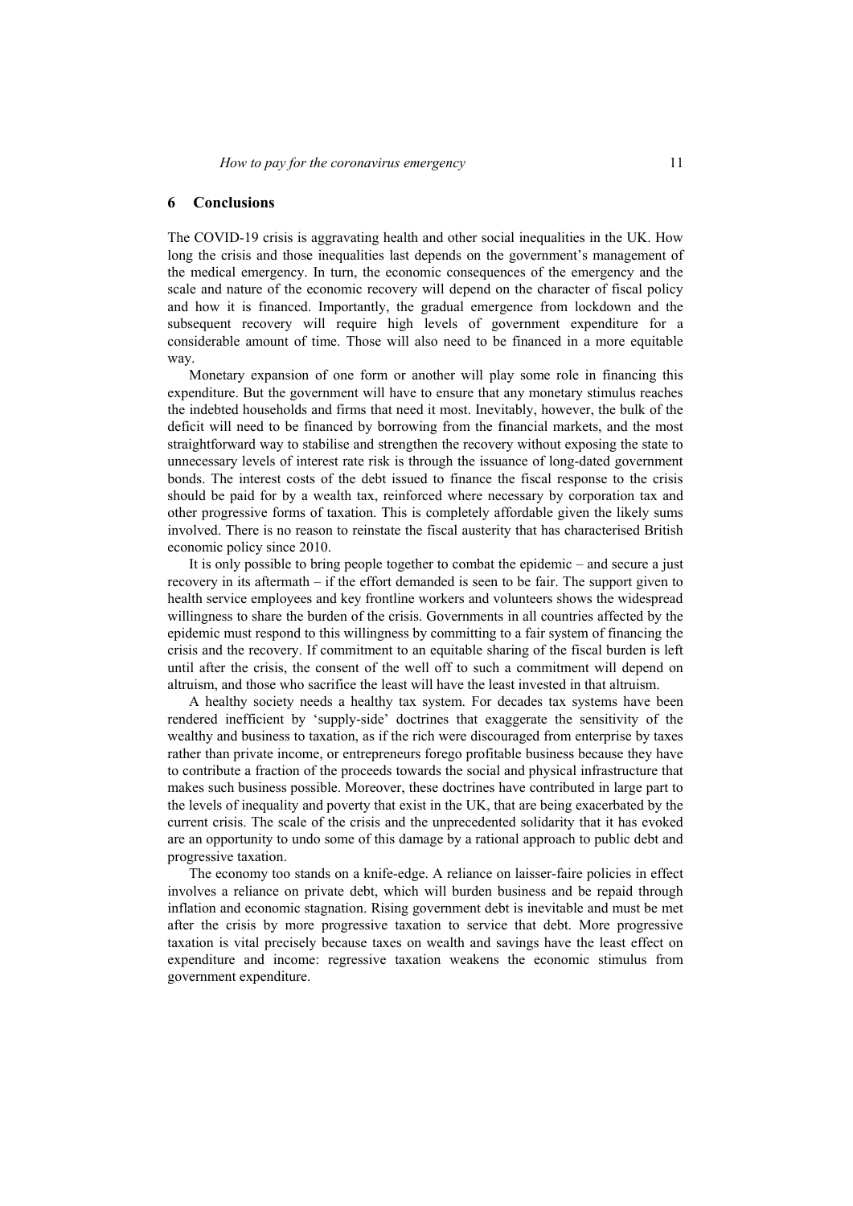## 6 Conclusions

The COVID-19 crisis is aggravating health and other social inequalities in the UK. How long the crisis and those inequalities last depends on the government's management of the medical emergency. In turn, the economic consequences of the emergency and the scale and nature of the economic recovery will depend on the character of fiscal policy and how it is financed. Importantly, the gradual emergence from lockdown and the subsequent recovery will require high levels of government expenditure for a considerable amount of time. Those will also need to be financed in a more equitable way.

Monetary expansion of one form or another will play some role in financing this expenditure. But the government will have to ensure that any monetary stimulus reaches the indebted households and firms that need it most. Inevitably, however, the bulk of the deficit will need to be financed by borrowing from the financial markets, and the most straightforward way to stabilise and strengthen the recovery without exposing the state to unnecessary levels of interest rate risk is through the issuance of long-dated government bonds. The interest costs of the debt issued to finance the fiscal response to the crisis should be paid for by a wealth tax, reinforced where necessary by corporation tax and other progressive forms of taxation. This is completely affordable given the likely sums involved. There is no reason to reinstate the fiscal austerity that has characterised British economic policy since 2010.

It is only possible to bring people together to combat the epidemic – and secure a just recovery in its aftermath – if the effort demanded is seen to be fair. The support given to health service employees and key frontline workers and volunteers shows the widespread willingness to share the burden of the crisis. Governments in all countries affected by the epidemic must respond to this willingness by committing to a fair system of financing the crisis and the recovery. If commitment to an equitable sharing of the fiscal burden is left until after the crisis, the consent of the well off to such a commitment will depend on altruism, and those who sacrifice the least will have the least invested in that altruism.

A healthy society needs a healthy tax system. For decades tax systems have been rendered inefficient by 'supply-side' doctrines that exaggerate the sensitivity of the wealthy and business to taxation, as if the rich were discouraged from enterprise by taxes rather than private income, or entrepreneurs forego profitable business because they have to contribute a fraction of the proceeds towards the social and physical infrastructure that makes such business possible. Moreover, these doctrines have contributed in large part to the levels of inequality and poverty that exist in the UK, that are being exacerbated by the current crisis. The scale of the crisis and the unprecedented solidarity that it has evoked are an opportunity to undo some of this damage by a rational approach to public debt and progressive taxation.

The economy too stands on a knife-edge. A reliance on laisser-faire policies in effect involves a reliance on private debt, which will burden business and be repaid through inflation and economic stagnation. Rising government debt is inevitable and must be met after the crisis by more progressive taxation to service that debt. More progressive taxation is vital precisely because taxes on wealth and savings have the least effect on expenditure and income: regressive taxation weakens the economic stimulus from government expenditure.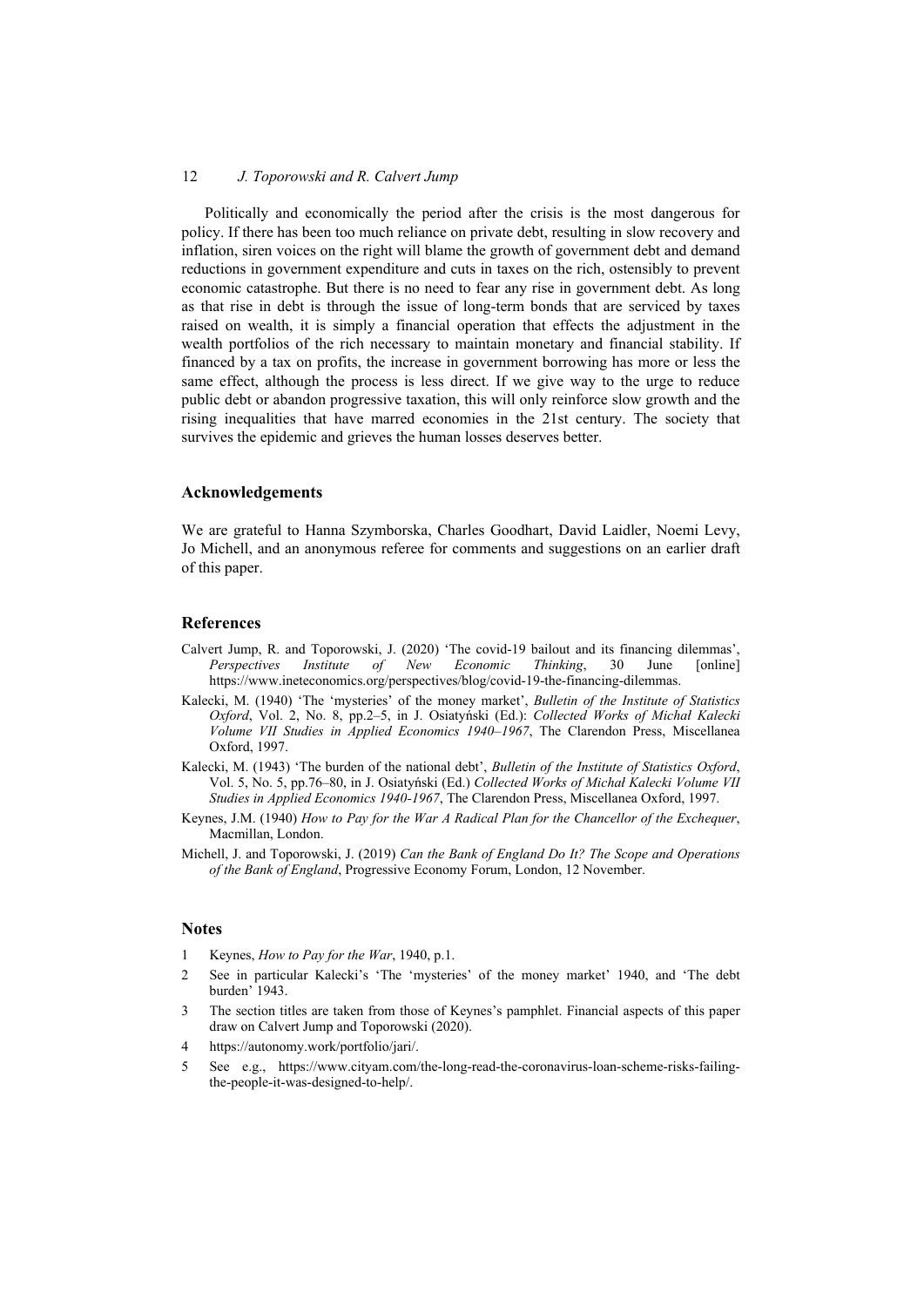Politically and economically the period after the crisis is the most dangerous for policy. If there has been too much reliance on private debt, resulting in slow recovery and inflation, siren voices on the right will blame the growth of government debt and demand reductions in government expenditure and cuts in taxes on the rich, ostensibly to prevent economic catastrophe. But there is no need to fear any rise in government debt. As long as that rise in debt is through the issue of long-term bonds that are serviced by taxes raised on wealth, it is simply a financial operation that effects the adjustment in the wealth portfolios of the rich necessary to maintain monetary and financial stability. If financed by a tax on profits, the increase in government borrowing has more or less the same effect, although the process is less direct. If we give way to the urge to reduce public debt or abandon progressive taxation, this will only reinforce slow growth and the rising inequalities that have marred economies in the 21st century. The society that survives the epidemic and grieves the human losses deserves better.

## Acknowledgements

We are grateful to Hanna Szymborska, Charles Goodhart, David Laidler, Noemi Levy, Jo Michell, and an anonymous referee for comments and suggestions on an earlier draft of this paper.

## References

Calvert Jump, R. and Toporowski, J. (2020) 'The covid-19 bailout and its financing dilemmas', *Perspectives Institute of New Economic Thinking*, 30 June [online] https://www.ineteconomics.org/perspectives/blog/covid-19-the-financing-dilemmas.

Kalecki, M. (1940) 'The 'mysteries' of the money market', *Bulletin of the Institute of Statistics Oxford*, Vol. 2, No. 8, pp.2–5, in J. Osiatyński (Ed.): *Collected Works of Michał Kalecki Volume VII Studies in Applied Economics 1940–1967*, The Clarendon Press, Miscellanea Oxford, 1997.

Kalecki, M. (1943) 'The burden of the national debt', *Bulletin of the Institute of Statistics Oxford*, Vol. 5, No. 5, pp.76–80, in J. Osiatyński (Ed.) *Collected Works of Michał Kalecki Volume VII Studies in Applied Economics 1940-1967*, The Clarendon Press, Miscellanea Oxford, 1997.

Keynes, J.M. (1940) *How to Pay for the War A Radical Plan for the Chancellor of the Exchequer*, Macmillan, London.

Michell, J. and Toporowski, J. (2019) *Can the Bank of England Do It? The Scope and Operations of the Bank of England*, Progressive Economy Forum, London, 12 November.

## Notes

1. Keynes, *How to Pay for the War*, 1940, p.1.
2. See in particular Kalecki's 'The 'mysteries' of the money market' 1940, and 'The debt burden' 1943.
3. The section titles are taken from those of Keynes's pamphlet. Financial aspects of this paper draw on Calvert Jump and Toporowski (2020).
4. https://autonomy.work/portfolio/jari/.
5. See e.g., https://www.cityam.com/the-long-read-the-coronavirus-loan-scheme-risks-failing-the-people-it-was-designed-to-help/.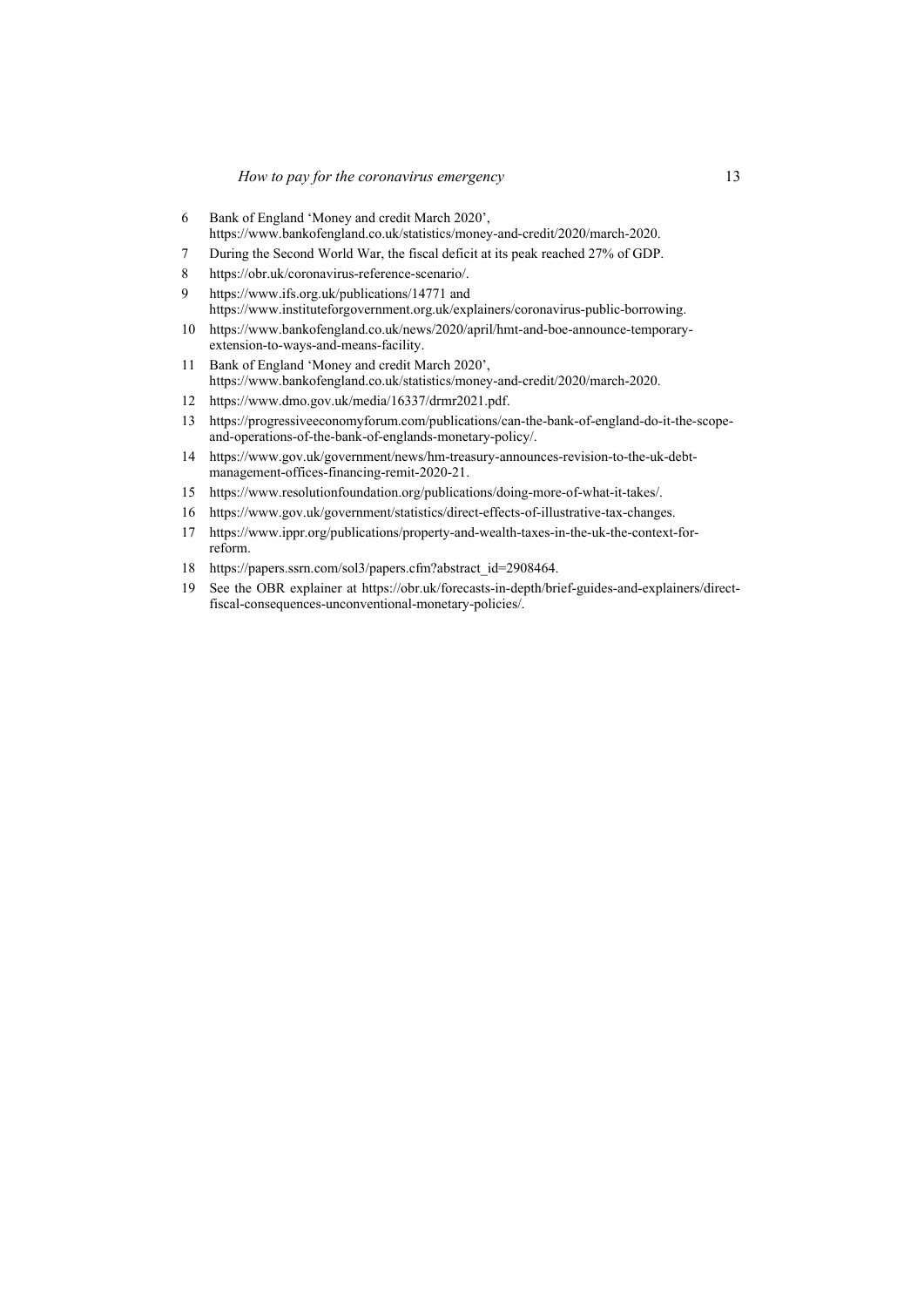6. Bank of England 'Money and credit March 2020', https://www.bankofengland.co.uk/statistics/money-and-credit/2020/march-2020.
7. During the Second World War, the fiscal deficit at its peak reached 27% of GDP.
8. https://obr.uk/coronavirus-reference-scenario/.
9. https://www.ifs.org.uk/publications/14771 and https://www.instituteforgovernment.org.uk/explainers/coronavirus-public-borrowing.
10. https://www.bankofengland.co.uk/news/2020/april/hmt-and-boe-announce-temporary-extension-to-ways-and-means-facility.
11. Bank of England 'Money and credit March 2020', https://www.bankofengland.co.uk/statistics/money-and-credit/2020/march-2020.
12. https://www.dmo.gov.uk/media/16337/drmr2021.pdf.
13. https://progressiveeconomyforum.com/publications/can-the-bank-of-england-do-it-the-scope-and-operations-of-the-bank-of-englands-monetary-policy/.
14. https://www.gov.uk/government/news/hm-treasury-announces-revision-to-the-uk-debt-management-offices-financing-remit-2020-21.
15. https://www.resolutionfoundation.org/publications/doing-more-of-what-it-takes/.
16. https://www.gov.uk/government/statistics/direct-effects-of-illustrative-tax-changes.
17. https://www.ippr.org/publications/property-and-wealth-taxes-in-the-uk-the-context-for-reform.
18. https://papers.ssrn.com/sol3/papers.cfm?abstract_id=2908464.
19. See the OBR explainer at https://obr.uk/forecasts-in-depth/brief-guides-and-explainers/direct-fiscal-consequences-unconventional-monetary-policies/.